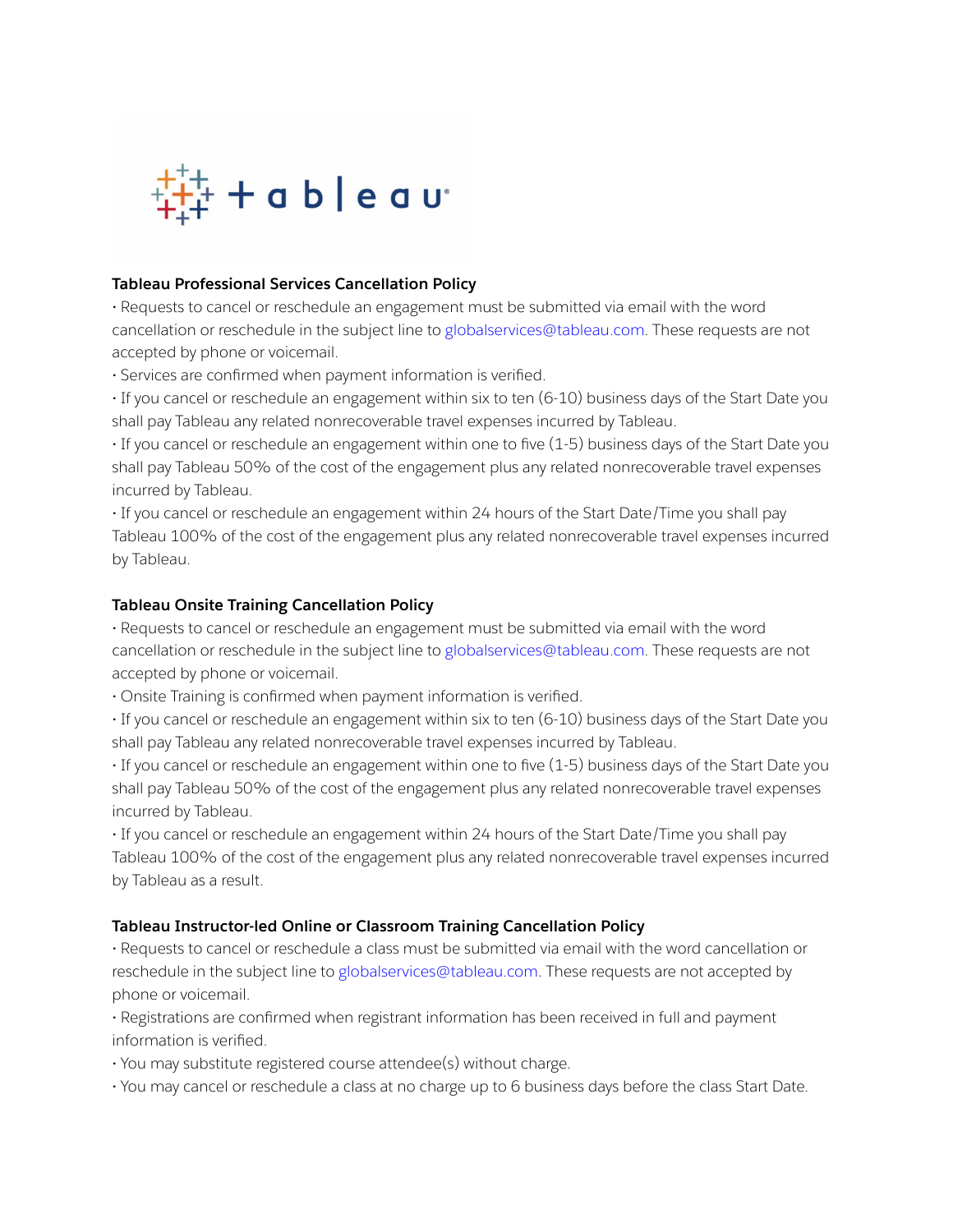## Tableau Professional Services Cancellation Policy

- Requests to cancel or reschedule an engagement must be submitted via email with the word cancellation or reschedule in the subject line to globalservices@tableau.com. These requests are not accepted by phone or voicemail.
- Services are confirmed when payment information is verified.
- If you cancel or reschedule an engagement within six to ten (6-10) business days of the Start Date you shall pay Tableau any related nonrecoverable travel expenses incurred by Tableau.
- If you cancel or reschedule an engagement within one to five (1-5) business days of the Start Date you shall pay Tableau 50% of the cost of the engagement plus any related nonrecoverable travel expenses incurred by Tableau.
- If you cancel or reschedule an engagement within 24 hours of the Start Date/Time you shall pay Tableau 100% of the cost of the engagement plus any related nonrecoverable travel expenses incurred by Tableau.

## Tableau Onsite Training Cancellation Policy

- Requests to cancel or reschedule an engagement must be submitted via email with the word cancellation or reschedule in the subject line to globalservices@tableau.com. These requests are not accepted by phone or voicemail.
- Onsite Training is confirmed when payment information is verified.
- If you cancel or reschedule an engagement within six to ten (6-10) business days of the Start Date you shall pay Tableau any related nonrecoverable travel expenses incurred by Tableau.
- If you cancel or reschedule an engagement within one to five (1-5) business days of the Start Date you shall pay Tableau 50% of the cost of the engagement plus any related nonrecoverable travel expenses incurred by Tableau.
- If you cancel or reschedule an engagement within 24 hours of the Start Date/Time you shall pay Tableau 100% of the cost of the engagement plus any related nonrecoverable travel expenses incurred by Tableau as a result.

## Tableau Instructor-led Online or Classroom Training Cancellation Policy

- Requests to cancel or reschedule a class must be submitted via email with the word cancellation or reschedule in the subject line to globalservices@tableau.com. These requests are not accepted by phone or voicemail.
- Registrations are confirmed when registrant information has been received in full and payment information is verified.
- You may substitute registered course attendee(s) without charge.
- You may cancel or reschedule a class at no charge up to 6 business days before the class Start Date.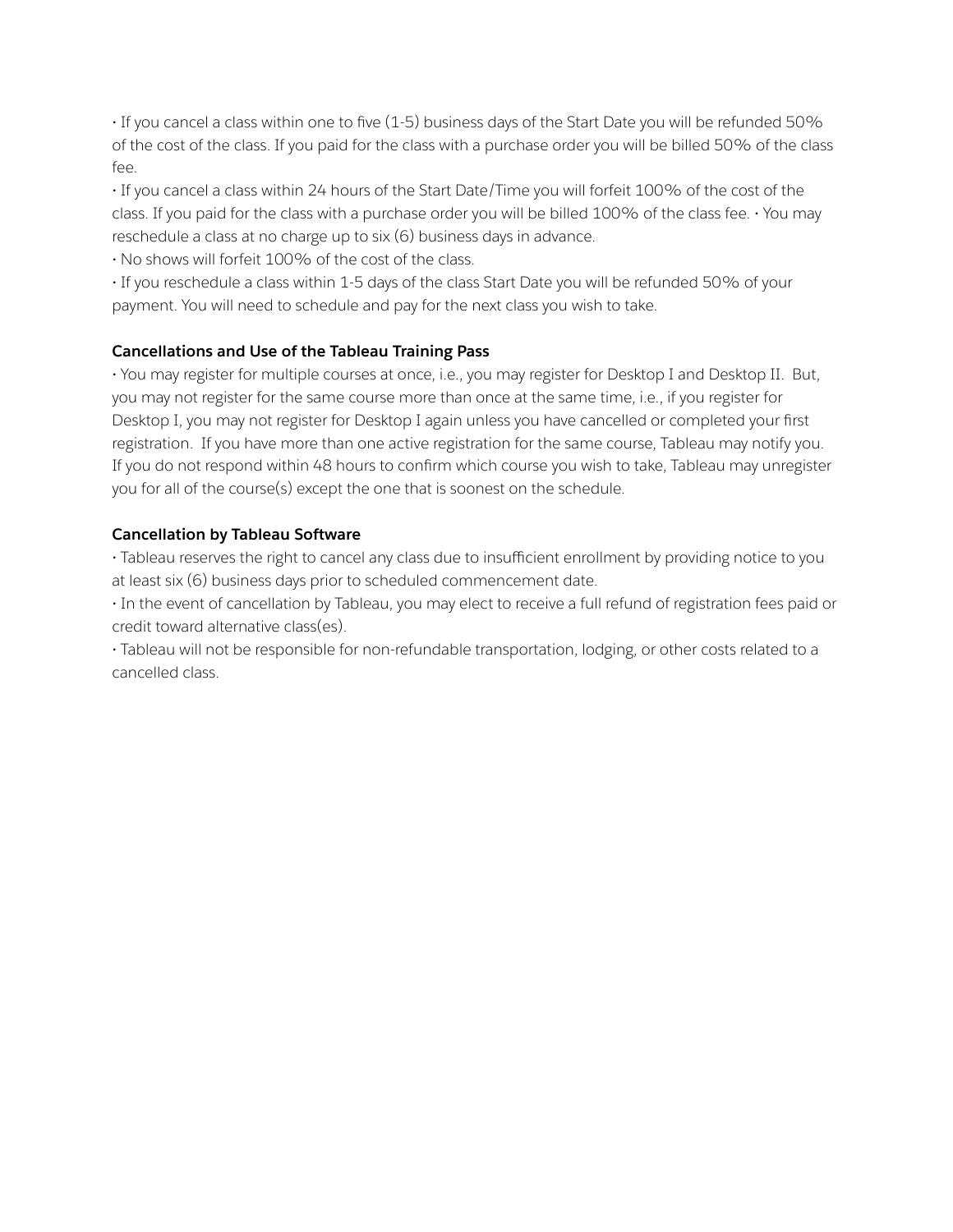- If you cancel a class within one to five (1-5) business days of the Start Date you will be refunded 50% of the cost of the class. If you paid for the class with a purchase order you will be billed 50% of the class fee.
- If you cancel a class within 24 hours of the Start Date/Time you will forfeit 100% of the cost of the class. If you paid for the class with a purchase order you will be billed 100% of the class fee.
- You may reschedule a class at no charge up to six (6) business days in advance.
- No shows will forfeit 100% of the cost of the class.
- If you reschedule a class within 1-5 days of the class Start Date you will be refunded 50% of your payment. You will need to schedule and pay for the next class you wish to take.

**Cancellations and Use of the Tableau Training Pass**

- You may register for multiple courses at once, i.e., you may register for Desktop I and Desktop II. But, you may not register for the same course more than once at the same time, i.e., if you register for Desktop I, you may not register for Desktop I again unless you have cancelled or completed your first registration. If you have more than one active registration for the same course, Tableau may notify you. If you do not respond within 48 hours to confirm which course you wish to take, Tableau may unregister you for all of the course(s) except the one that is soonest on the schedule.

**Cancellation by Tableau Software**

- Tableau reserves the right to cancel any class due to insufficient enrollment by providing notice to you at least six (6) business days prior to scheduled commencement date.
- In the event of cancellation by Tableau, you may elect to receive a full refund of registration fees paid or credit toward alternative class(es).
- Tableau will not be responsible for non-refundable transportation, lodging, or other costs related to a cancelled class.